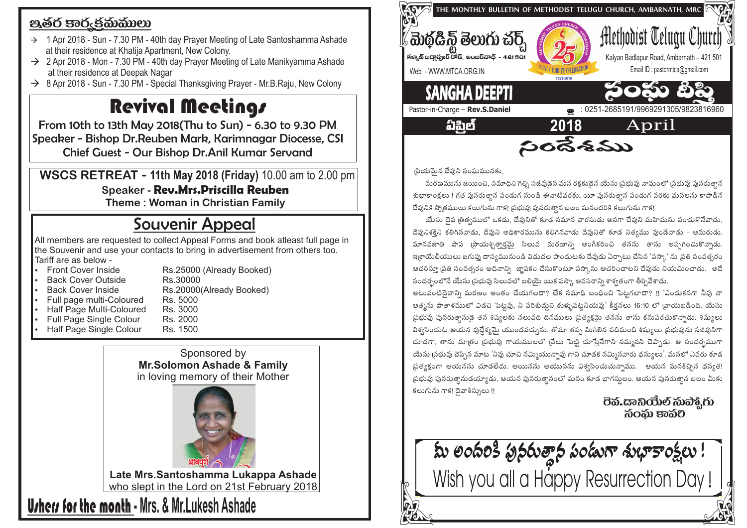## ఇతర కార్యక్రమములు

- 1 Apr 2018 - Sun - 7.30 PM - 40th day Prayer Meeting of Late Santoshamma Ashade at their residence at Khatija Apartment, New Colony.
- 2 Apr 2018 - Mon - 7.30 PM - 40th day Prayer Meeting of Late Manikyamma Ashade at their residence at Deepak Nagar
- 8 Apr 2018 - Sun - 7.30 PM - Special Thanksgiving Prayer - Mr.B.Raju, New Colony

# Revival Meetings

From 10th to 13th May 2018(Thu to Sun) - 6.30 to 9.30 PM
Speaker - Bishop Dr.Reuben Mark, Karimnagar Diocese, CSI
Chief Guest - Our Bishop Dr.Anil Kumar Servand

## WSCS RETREAT - 11th May 2018 (Friday) 10.00 am to 2.00 pm

Speaker - **Rev.Mrs.Priscilla Reuben**
Theme : Woman in Christian Family

## Souvenir Appeal

All members are requested to collect Appeal Forms and book atleast full page in the Souvenir and use your contacts to bring in advertisement from others too.
Tariff are as below -

- Front Cover Inside — Rs.25000 (Already Booked)
- Back Cover Outside — Rs.30000
- Back Cover Inside — Rs.20000(Already Booked)
- Full page multi-Coloured — Rs. 5000
- Half Page Multi-Coloured — Rs. 3000
- Full Page Single Colour — Rs. 2000
- Half Page Single Colour — Rs. 1500

Sponsored by
**Mr.Solomon Ashade & Family**
in loving memory of their Mother

**Late Mrs.Santoshamma Lukappa Ashade**
who slept in the Lord on 21st February 2018

**Ushers for the month** - Mrs. & Mr.Lukesh Ashade

---

THE MONTHLY BULLETIN OF METHODIST TELUGU CHURCH, AMBARNATH, MRC

# మెథడిస్ట్ తెలుగు చర్చ్ / Methodist Telugu Church

కళ్యాణ్ బద్లాపూర్ రోడ్, అంబర్‌నాథ్ - 421 501
Kalyan Badlapur Road, Ambarnath – 421 501
Web - WWW.MTCA.ORG.IN
Email ID : pastormtca@gmail.com

SILVER JUBILEE CELEBRATION 1993-2018

## SANGHA DEEPTI / సంఘ దీప్తి

Pastor-in-Charge – **Rev.S.Daniel**
: 0251-2685191/9969291305/9823816960

ఏప్రిల్ 2018 April

## సందేశము

ప్రియమైన దేవుని సంఘమునకు,

మరణమును జయించి, సమాధిని గెల్చి సజీవుడైన మన రక్షకుడైన యేసు ప్రభువు నామంలో ప్రభువు పునరుత్థాన శుభాకాంక్షలు ! గత పునరుత్థాన పండుగ నుండి ఈనాటివరకు, యీ పునరుత్థాన పండుగ వరకు మనలను కాపాడిన దేవునికి స్తోత్రములు కలుగును గాక! ప్రభువు పునరుత్థాన బలం మనందరికి కలుగును గాక!

యేసు దైవ త్రిత్వములో ఒకడు, దేవునితో కూడ సమాన వారసుడు అనగా దేవుని మహిమను పంచుకొనేవాడు, దేవునిశక్తిని కలిగినవాడు, దేవుని అధికారమును కలిగినవాడు దేవునితో కూడ నిత్యము వుండేవాడు - అమరుడు. మానవజాతి పాప ప్రాయశ్చిత్తార్థమై సిలువ మరణాన్ని అంగీకరించి తనను తాను అప్పగించుకొన్నాడు. ఇశ్రాయేలీయులు ఐగుప్తు దాస్యమునుండి విడుదల పొందుటకు దేవుడు ఏర్పాటు చేసిన 'పస్కా' ను ప్రతి సంవత్సరం ఆచరిస్తూ ప్రతి సంవత్సరం ఆదినాన్ని జ్ఞాపకం చేసుకొంటూ పస్కాను ఆచరించాలని దేవుడు నియమించాడు. అదే సందర్భంలోనే యేసు ప్రభువు సిలువలో బలియై యిక పస్కా అవసరాన్ని శాశ్వతంగా తీర్చివేశాడు.

అటువంటిదైవాన్ని మరణం అంతం చేయగలదా? లేక సమాధి బంధించి పెట్టగలాదా? !! 'ఎందుకనగా నీవు నా ఆత్మను పాతాళములో విడచి పెట్టవు, నీ పరిశుద్ధుని కుళ్ళుపట్టనీయవు' కీర్తనలు 16:10 లో వ్రాయబడింది. యేసు ప్రభువు పునరుత్థానుడై తన శిష్యులకు నలువది దినములు ప్రత్యక్షమై తనను తాను కనుపరచుకొన్నాడు. శిష్యులు విశ్వసించుట ఆయన వుద్దేశ్యమై యుండవచ్చును. తోమా తప్ప మిగిలిన పదిమంది శిష్యులు ప్రభువును సజీవునిగా చూడగా, తాను మాత్రం ప్రభువు గాయములలో వ్రేలు పెట్టి చూస్తేనేగాని నమ్మనని చెప్పాడు. ఆ సందర్భముగా యేసు ప్రభువు చెప్పిన మాట 'నీవు చూచి నమ్మియున్నావు గాని చూడక నమ్మినవారు ధన్యులు'. మనలో ఎవరు కూడ ప్రత్యక్షంగా ఆయనను చూడలేదు. ఆయనను ఆయనను విశ్వసించుచున్నాము. ఆయన మనకిచ్చిన ధన్యత! ప్రభువు పునరుత్థానుడయ్యాడు, ఆయన పునరుత్థానంలో మనం కూడ భాగస్థులం. ఆయన పునరుత్థాన బలం మీకు కలుగును గాక! దైవాశీస్సులు !!

రెవ.డానియేల్ సుపోగు
సంఘ కాపరి

**మీ అందరికి పునరుత్థాన పండుగా శుభాకాంక్షలు !**
**Wish you all a Happy Resurrection Day !**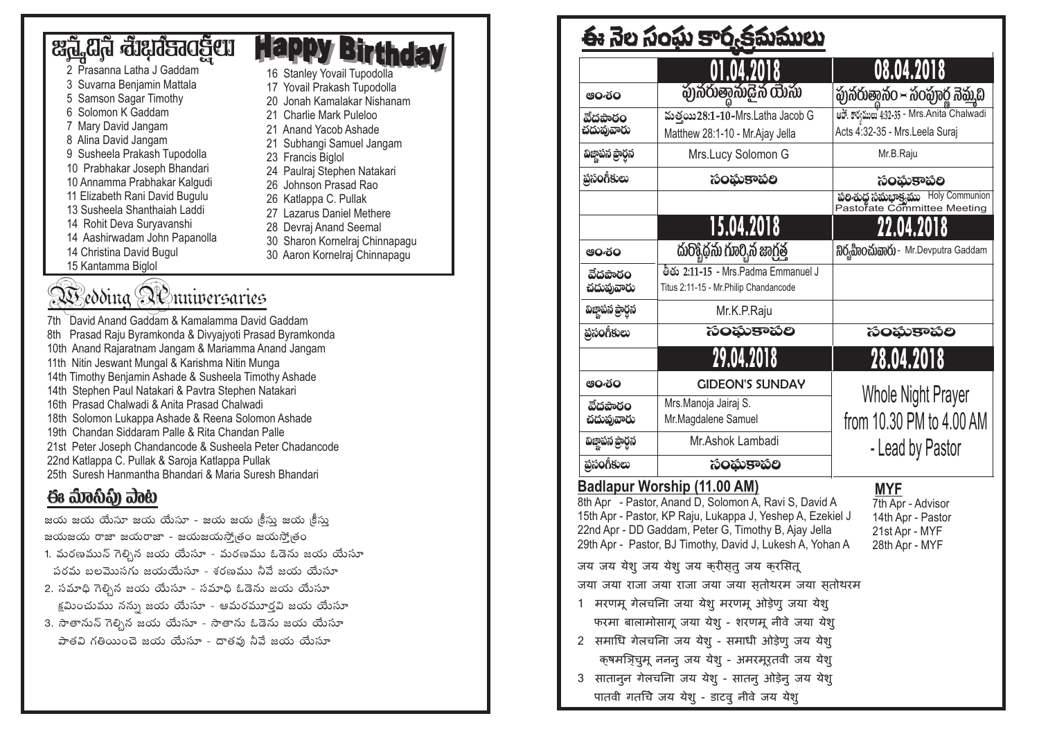## జన్మదిన శుభాకాంక్షలు Happy Birthday

2 Prasanna Latha J Gaddam
3 Suvarna Benjamin Mattala
5 Samson Sagar Timothy
6 Solomon K Gaddam
7 Mary David Jangam
8 Alina David Jangam
9 Susheela Prakash Tupodolla
10 Prabhakar Joseph Bhandari
10 Annamma Prabhakar Kalgudi
11 Elizabeth Rani David Bugulu
13 Susheela Shanthaiah Laddi
14 Rohit Deva Suryavanshi
14 Aashirwadam John Papanolla
14 Christina David Bugul
15 Kantamma Biglol
16 Stanley Yovail Tupodolla
17 Yovail Prakash Tupodolla
20 Jonah Kamalakar Nishanam
21 Charlie Mark Puleloo
21 Anand Yacob Ashade
21 Subhangi Samuel Jangam
23 Francis Biglol
24 Paulraj Stephen Natakari
26 Johnson Prasad Rao
26 Katlappa C. Pullak
27 Lazarus Daniel Methere
28 Devraj Anand Seemal
30 Sharon Kornelraj Chinnapagu
30 Aaron Kornelraj Chinnapagu

## Wedding Anniversaries

7th David Anand Gaddam & Kamalamma David Gaddam
8th Prasad Raju Byramkonda & Divyajyoti Prasad Byramkonda
10th Anand Rajaratnam Jangam & Mariamma Anand Jangam
11th Nitin Jeswant Mungal & Karishma Nitin Munga
14th Timothy Benjamin Ashade & Susheela Timothy Ashade
14th Stephen Paul Natakari & Pavtra Stephen Natakari
16th Prasad Chalwadi & Anita Prasad Chalwadi
18th Solomon Lukappa Ashade & Reena Solomon Ashade
19th Chandan Siddaram Palle & Rita Chandan Palle
21st Peter Joseph Chandancode & Susheela Peter Chadancode
22nd Katlappa C. Pullak & Saroja Katlappa Pullak
25th Suresh Hanmantha Bhandari & Maria Suresh Bhandari

## ఈ మాసపు పాట

జయ జయ యేసూ జయ యేసూ - జయ జయ క్రీస్తు జయ క్రీస్తు
జయజయ రాజా జయరాజా - జయజయస్తోత్రం జయస్తోత్రం

1. మరణమున్ గెల్చిన జయ యేసూ - మరణము ఓడెను జయ యేసూ
   పరమ బలమొసగు జయయేసూ - శరణము నీవే జయ యేసూ
2. సమాధి గెల్చిన జయ యేసూ - సమాధి ఓడెను జయ యేసూ
   క్షమించుము నన్ను జయ యేసూ - అమరమూర్తవి జయ యేసూ
3. సాతానున్ గెల్చిన జయ యేసూ - సాతాను ఓడెను జయ యేసూ
   పాతవి గతియించె జయ యేసూ - దాతవు నీవే జయ యేసూ

## ఈ నెల సంఘ కార్యక్రమములు

| | 01.04.2018 | 08.04.2018 |
|---|---|---|
| ఆం.శం | పునరుత్థానుడైన యేసు | పునరుత్థానం – సంపూర్ణ నెమ్మది |
| వేదపాఠం చదువువారు | మత్తయి 28:1-10 - Mrs.Latha Jacob G<br>Matthew 28:1-10 - Mr.Ajay Jella | అపో. కార్యములు 4:32-35 - Mrs.Anita Chalwadi<br>Acts 4:32-35 - Mrs.Leela Suraj |
| విజ్ఞాపన ప్రార్థన | Mrs.Lucy Solomon G | Mr.B.Raju |
| ప్రసంగీకులు | సంఘకాపరి | సంఘకాపరి |
| | | పరిశుద్ధ సమభాక్త్వము Holy Communion<br>Pastorate Committee Meeting |
| | **15.04.2018** | **22.04.2018** |
| ఆం.శం | దుర్బోధను గూర్చిన జాగ్రత్త | నిర్వహించువారు - Mr.Devputra Gaddam |
| వేదపాఠం చదువువారు | తీతు 2:11-15 - Mrs.Padma Emmanuel J<br>Titus 2:11-15 - Mr.Philip Chandancode | |
| విజ్ఞాపన ప్రార్థన | Mr.K.P.Raju | |
| ప్రసంగీకులు | సంఘకాపరి | సంఘకాపరి |
| | **29.04.2018** | **28.04.2018** |
| ఆం.శం | GIDEON'S SUNDAY | Whole Night Prayer from 10.30 PM to 4.00 AM - Lead by Pastor |
| వేదపాఠం చదువువారు | Mrs.Manoja Jairaj S.<br>Mr.Magdalene Samuel | |
| విజ్ఞాపన ప్రార్థన | Mr.Ashok Lambadi | |
| ప్రసంగీకులు | సంఘకాపరి | |

### Badlapur Worship (11.00 AM)

8th Apr - Pastor, Anand D, Solomon A, Ravi S, David A
15th Apr - Pastor, KP Raju, Lukappa J, Yeshep A, Ezekiel J
22nd Apr - DD Gaddam, Peter G, Timothy B, Ajay Jella
29th Apr - Pastor, BJ Timothy, David J, Lukesh A, Yohan A

### MYF

7th Apr - Advisor
14th Apr - Pastor
21st Apr - MYF
28th Apr - MYF

जय जय येशु जय येशु जय क्रीसतु जय क्रसित्
जया जया राजा जया राजा जया जया सतोथरम जया सतोथरम

1. मरणमू गेलचनिा जया येशु मरणमू ओड़ेणु जया येशु
   फरमा बालामोसागू जया येशु - शरणमू नीवे जया येशु
2. समाधि गेलचनिा जय येशु - समाधी ओड़ेणु जय येशु
   कषमत्रिचुमू ननन‍ु जय येशु - अमरमूरतवी जय येशु
3. सातानुन गेलचनिा जय येशु - सातनु ओड़ेनु जय येशु
   पातवी गतचि जय येशु - डाटवु नीवे जय येशु